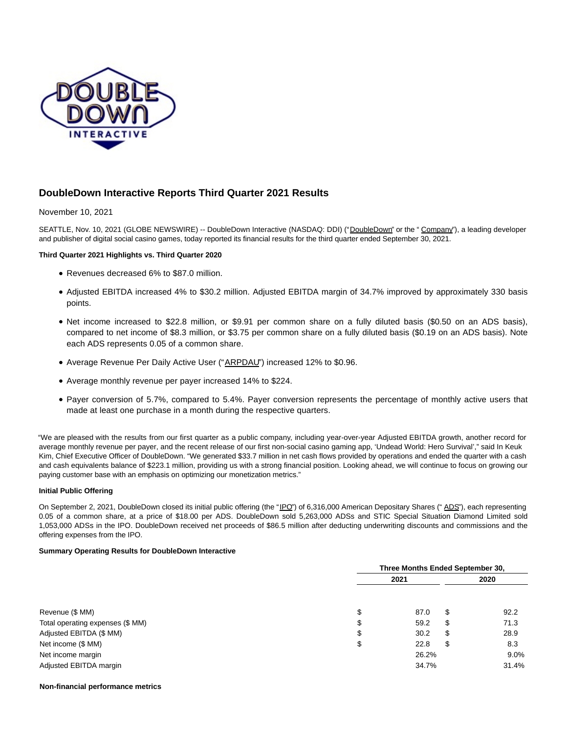# DoubleDown Interactive Reports Third Quarter 2021 Results

November 10, 2021

SEATTLE, Nov. 10, 2021 (GLOBE NEWSWIRE) -- DoubleDown Interactive (NASDAQ: DDI) ("DoubleDown" or the " Company"), a leading developer and publisher of digital social casino games, today reported its financial results for the third quarter ended September 30, 2021.

**Third Quarter 2021 Highlights vs. Third Quarter 2020**

- Revenues decreased 6% to $87.0 million.
- Adjusted EBITDA increased 4% to $30.2 million. Adjusted EBITDA margin of 34.7% improved by approximately 330 basis points.
- Net income increased to $22.8 million, or $9.91 per common share on a fully diluted basis ($0.50 on an ADS basis), compared to net income of $8.3 million, or $3.75 per common share on a fully diluted basis ($0.19 on an ADS basis). Note each ADS represents 0.05 of a common share.
- Average Revenue Per Daily Active User ("ARPDAU") increased 12% to $0.96.
- Average monthly revenue per payer increased 14% to $224.
- Payer conversion of 5.7%, compared to 5.4%. Payer conversion represents the percentage of monthly active users that made at least one purchase in a month during the respective quarters.

"We are pleased with the results from our first quarter as a public company, including year-over-year Adjusted EBITDA growth, another record for average monthly revenue per payer, and the recent release of our first non-social casino gaming app, 'Undead World: Hero Survival'," said In Keuk Kim, Chief Executive Officer of DoubleDown. "We generated $33.7 million in net cash flows provided by operations and ended the quarter with a cash and cash equivalents balance of $223.1 million, providing us with a strong financial position. Looking ahead, we will continue to focus on growing our paying customer base with an emphasis on optimizing our monetization metrics."

**Initial Public Offering**

On September 2, 2021, DoubleDown closed its initial public offering (the "IPO") of 6,316,000 American Depositary Shares (" ADS"), each representing 0.05 of a common share, at a price of $18.00 per ADS. DoubleDown sold 5,263,000 ADSs and STIC Special Situation Diamond Limited sold 1,053,000 ADSs in the IPO. DoubleDown received net proceeds of $86.5 million after deducting underwriting discounts and commissions and the offering expenses from the IPO.

**Summary Operating Results for DoubleDown Interactive**

| | Three Months Ended September 30, | |
|---|---|---|
| | 2021 | 2020 |
| Revenue ($ MM) | $ 87.0 | $ 92.2 |
| Total operating expenses ($ MM) | $ 59.2 | $ 71.3 |
| Adjusted EBITDA ($ MM) | $ 30.2 | $ 28.9 |
| Net income ($ MM) | $ 22.8 | $ 8.3 |
| Net income margin | 26.2% | 9.0% |
| Adjusted EBITDA margin | 34.7% | 31.4% |

**Non-financial performance metrics**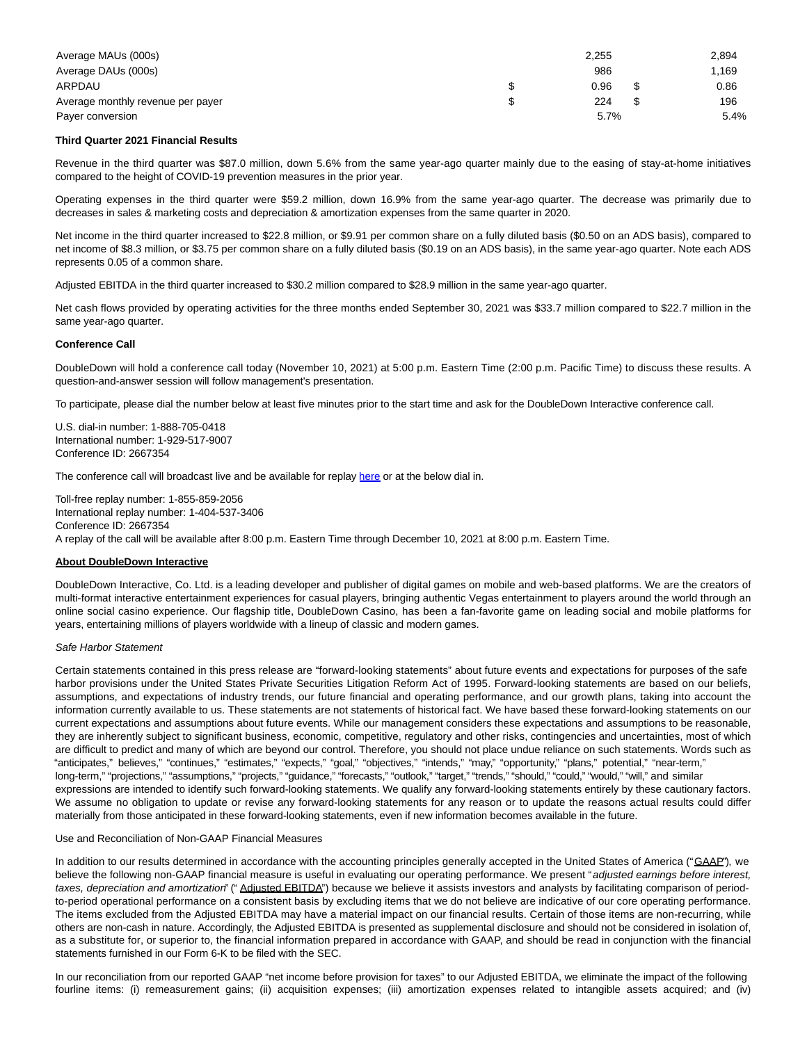| | | |
|---|---|---|
| Average MAUs (000s) | 2,255 | 2,894 |
| Average DAUs (000s) | 986 | 1,169 |
| ARPDAU | $ 0.96 | $ 0.86 |
| Average monthly revenue per payer | $ 224 | $ 196 |
| Payer conversion | 5.7% | 5.4% |

**Third Quarter 2021 Financial Results**

Revenue in the third quarter was $87.0 million, down 5.6% from the same year-ago quarter mainly due to the easing of stay-at-home initiatives compared to the height of COVID-19 prevention measures in the prior year.

Operating expenses in the third quarter were $59.2 million, down 16.9% from the same year-ago quarter. The decrease was primarily due to decreases in sales & marketing costs and depreciation & amortization expenses from the same quarter in 2020.

Net income in the third quarter increased to $22.8 million, or $9.91 per common share on a fully diluted basis ($0.50 on an ADS basis), compared to net income of $8.3 million, or $3.75 per common share on a fully diluted basis ($0.19 on an ADS basis), in the same year-ago quarter. Note each ADS represents 0.05 of a common share.

Adjusted EBITDA in the third quarter increased to $30.2 million compared to $28.9 million in the same year-ago quarter.

Net cash flows provided by operating activities for the three months ended September 30, 2021 was $33.7 million compared to $22.7 million in the same year-ago quarter.

**Conference Call**

DoubleDown will hold a conference call today (November 10, 2021) at 5:00 p.m. Eastern Time (2:00 p.m. Pacific Time) to discuss these results. A question-and-answer session will follow management's presentation.

To participate, please dial the number below at least five minutes prior to the start time and ask for the DoubleDown Interactive conference call.

U.S. dial-in number: 1-888-705-0418
International number: 1-929-517-9007
Conference ID: 2667354

The conference call will broadcast live and be available for replay here or at the below dial in.

Toll-free replay number: 1-855-859-2056
International replay number: 1-404-537-3406
Conference ID: 2667354
A replay of the call will be available after 8:00 p.m. Eastern Time through December 10, 2021 at 8:00 p.m. Eastern Time.

**About DoubleDown Interactive**

DoubleDown Interactive, Co. Ltd. is a leading developer and publisher of digital games on mobile and web-based platforms. We are the creators of multi-format interactive entertainment experiences for casual players, bringing authentic Vegas entertainment to players around the world through an online social casino experience. Our flagship title, DoubleDown Casino, has been a fan-favorite game on leading social and mobile platforms for years, entertaining millions of players worldwide with a lineup of classic and modern games.

*Safe Harbor Statement*

Certain statements contained in this press release are "forward-looking statements" about future events and expectations for purposes of the safe harbor provisions under the United States Private Securities Litigation Reform Act of 1995. Forward-looking statements are based on our beliefs, assumptions, and expectations of industry trends, our future financial and operating performance, and our growth plans, taking into account the information currently available to us. These statements are not statements of historical fact. We have based these forward-looking statements on our current expectations and assumptions about future events. While our management considers these expectations and assumptions to be reasonable, they are inherently subject to significant business, economic, competitive, regulatory and other risks, contingencies and uncertainties, most of which are difficult to predict and many of which are beyond our control. Therefore, you should not place undue reliance on such statements. Words such as "anticipates," believes," "continues," "estimates," "expects," "goal," "objectives," "intends," "may," "opportunity," "plans," potential," "near-term," long-term," "projections," "assumptions," "projects," "guidance," "forecasts," "outlook," "target," "trends," "should," "could," "would," "will," and similar expressions are intended to identify such forward-looking statements. We qualify any forward-looking statements entirely by these cautionary factors. We assume no obligation to update or revise any forward-looking statements for any reason or to update the reasons actual results could differ materially from those anticipated in these forward-looking statements, even if new information becomes available in the future.

Use and Reconciliation of Non-GAAP Financial Measures

In addition to our results determined in accordance with the accounting principles generally accepted in the United States of America ("GAAP"), we believe the following non-GAAP financial measure is useful in evaluating our operating performance. We present "*adjusted earnings before interest, taxes, depreciation and amortization*" (" Adjusted EBITDA") because we believe it assists investors and analysts by facilitating comparison of period-to-period operational performance on a consistent basis by excluding items that we do not believe are indicative of our core operating performance. The items excluded from the Adjusted EBITDA may have a material impact on our financial results. Certain of those items are non-recurring, while others are non-cash in nature. Accordingly, the Adjusted EBITDA is presented as supplemental disclosure and should not be considered in isolation of, as a substitute for, or superior to, the financial information prepared in accordance with GAAP, and should be read in conjunction with the financial statements furnished in our Form 6-K to be filed with the SEC.

In our reconciliation from our reported GAAP "net income before provision for taxes" to our Adjusted EBITDA, we eliminate the impact of the following fourline items: (i) remeasurement gains; (ii) acquisition expenses; (iii) amortization expenses related to intangible assets acquired; and (iv)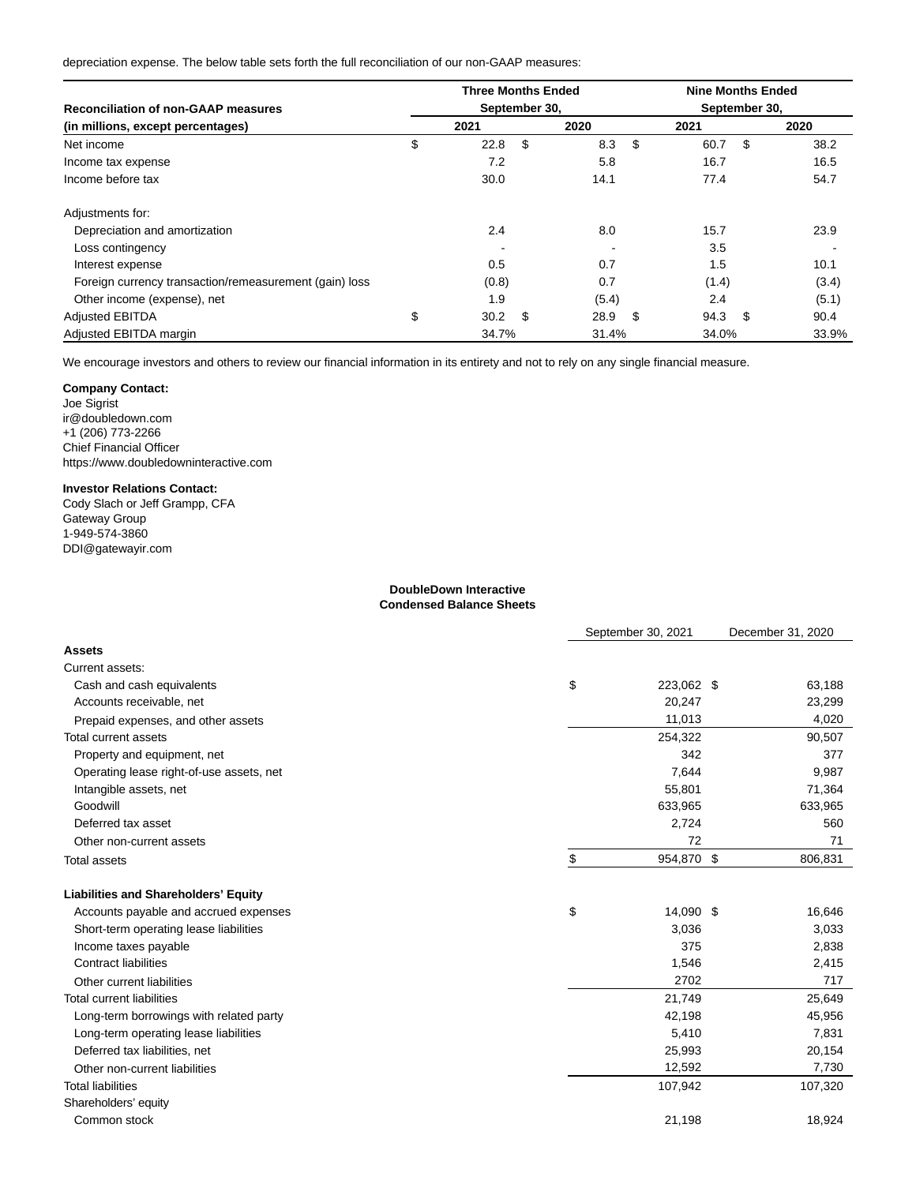depreciation expense. The below table sets forth the full reconciliation of our non-GAAP measures:

| Reconciliation of non-GAAP measures (in millions, except percentages) | Three Months Ended September 30, 2021 | Three Months Ended September 30, 2020 | Nine Months Ended September 30, 2021 | Nine Months Ended September 30, 2020 |
|---|---|---|---|---|
| Net income | $ 22.8 | $ 8.3 | $ 60.7 | $ 38.2 |
| Income tax expense | 7.2 | 5.8 | 16.7 | 16.5 |
| Income before tax | 30.0 | 14.1 | 77.4 | 54.7 |
| Adjustments for: | | | | |
| Depreciation and amortization | 2.4 | 8.0 | 15.7 | 23.9 |
| Loss contingency | - | - | 3.5 | - |
| Interest expense | 0.5 | 0.7 | 1.5 | 10.1 |
| Foreign currency transaction/remeasurement (gain) loss | (0.8) | 0.7 | (1.4) | (3.4) |
| Other income (expense), net | 1.9 | (5.4) | 2.4 | (5.1) |
| Adjusted EBITDA | $ 30.2 | $ 28.9 | $ 94.3 | $ 90.4 |
| Adjusted EBITDA margin | 34.7% | 31.4% | 34.0% | 33.9% |

We encourage investors and others to review our financial information in its entirety and not to rely on any single financial measure.

**Company Contact:**
Joe Sigrist
ir@doubledown.com
+1 (206) 773-2266
Chief Financial Officer
https://www.doubledowninteractive.com

**Investor Relations Contact:**
Cody Slach or Jeff Grampp, CFA
Gateway Group
1-949-574-3860
DDI@gatewayir.com

**DoubleDown Interactive**
**Condensed Balance Sheets**

| | September 30, 2021 | December 31, 2020 |
|---|---|---|
| **Assets** | | |
| Current assets: | | |
| Cash and cash equivalents | $ 223,062 | $ 63,188 |
| Accounts receivable, net | 20,247 | 23,299 |
| Prepaid expenses, and other assets | 11,013 | 4,020 |
| Total current assets | 254,322 | 90,507 |
| Property and equipment, net | 342 | 377 |
| Operating lease right-of-use assets, net | 7,644 | 9,987 |
| Intangible assets, net | 55,801 | 71,364 |
| Goodwill | 633,965 | 633,965 |
| Deferred tax asset | 2,724 | 560 |
| Other non-current assets | 72 | 71 |
| Total assets | $ 954,870 | $ 806,831 |
| **Liabilities and Shareholders' Equity** | | |
| Accounts payable and accrued expenses | $ 14,090 | $ 16,646 |
| Short-term operating lease liabilities | 3,036 | 3,033 |
| Income taxes payable | 375 | 2,838 |
| Contract liabilities | 1,546 | 2,415 |
| Other current liabilities | 2702 | 717 |
| Total current liabilities | 21,749 | 25,649 |
| Long-term borrowings with related party | 42,198 | 45,956 |
| Long-term operating lease liabilities | 5,410 | 7,831 |
| Deferred tax liabilities, net | 25,993 | 20,154 |
| Other non-current liabilities | 12,592 | 7,730 |
| Total liabilities | 107,942 | 107,320 |
| Shareholders' equity | | |
| Common stock | 21,198 | 18,924 |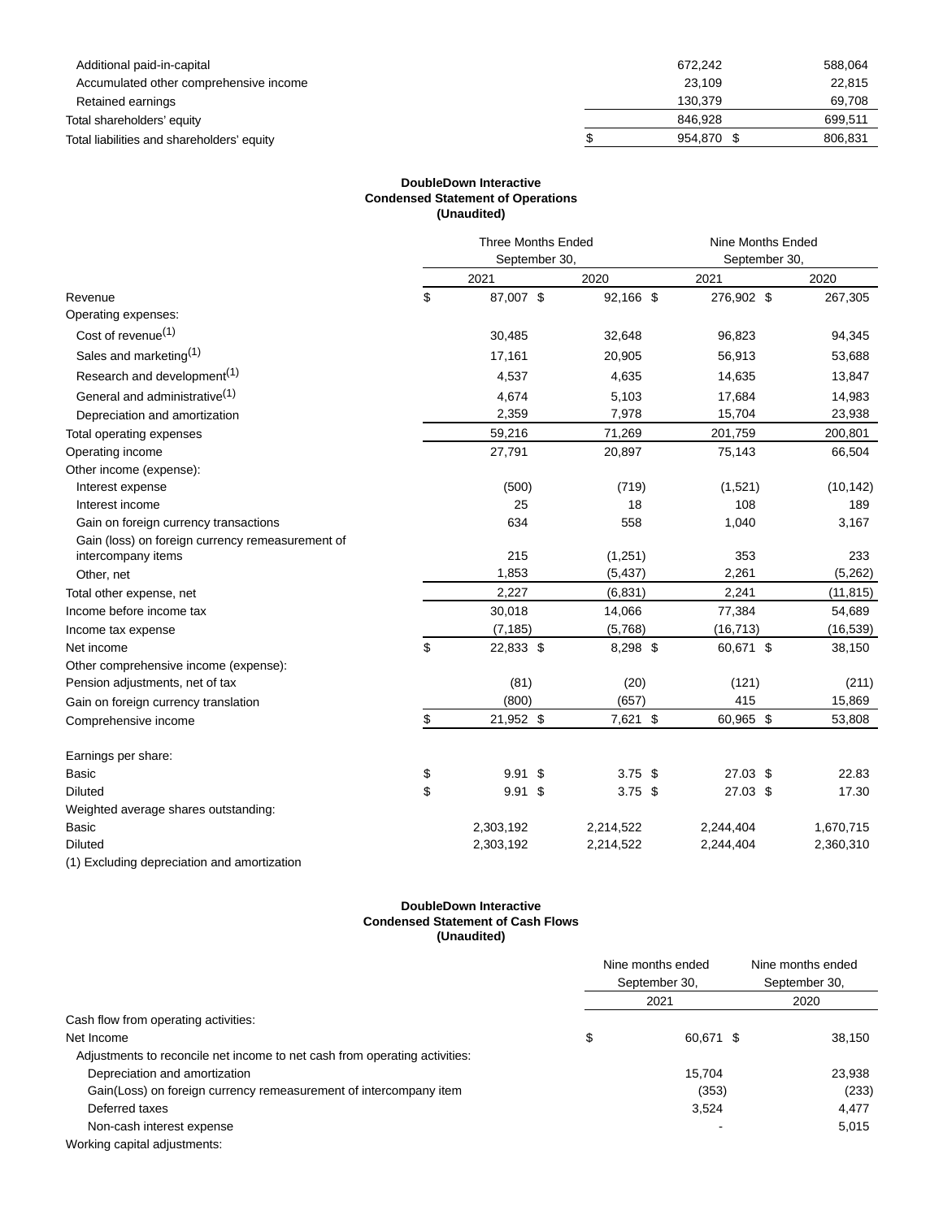| | 2021 | 2020 |
|---|---|---|
| Additional paid-in-capital | 672,242 | 588,064 |
| Accumulated other comprehensive income | 23,109 | 22,815 |
| Retained earnings | 130,379 | 69,708 |
| Total shareholders' equity | 846,928 | 699,511 |
| Total liabilities and shareholders' equity | $ 954,870 | $ 806,831 |

**DoubleDown Interactive**
**Condensed Statement of Operations**
**(Unaudited)**

| | Three Months Ended September 30, | | Nine Months Ended September 30, | |
|---|---|---|---|---|
| | 2021 | 2020 | 2021 | 2020 |
| Revenue | $ 87,007 | $ 92,166 | $ 276,902 | $ 267,305 |
| Operating expenses: | | | | |
| Cost of revenue(1) | 30,485 | 32,648 | 96,823 | 94,345 |
| Sales and marketing(1) | 17,161 | 20,905 | 56,913 | 53,688 |
| Research and development(1) | 4,537 | 4,635 | 14,635 | 13,847 |
| General and administrative(1) | 4,674 | 5,103 | 17,684 | 14,983 |
| Depreciation and amortization | 2,359 | 7,978 | 15,704 | 23,938 |
| Total operating expenses | 59,216 | 71,269 | 201,759 | 200,801 |
| Operating income | 27,791 | 20,897 | 75,143 | 66,504 |
| Other income (expense): | | | | |
| Interest expense | (500) | (719) | (1,521) | (10,142) |
| Interest income | 25 | 18 | 108 | 189 |
| Gain on foreign currency transactions | 634 | 558 | 1,040 | 3,167 |
| Gain (loss) on foreign currency remeasurement of intercompany items | 215 | (1,251) | 353 | 233 |
| Other, net | 1,853 | (5,437) | 2,261 | (5,262) |
| Total other expense, net | 2,227 | (6,831) | 2,241 | (11,815) |
| Income before income tax | 30,018 | 14,066 | 77,384 | 54,689 |
| Income tax expense | (7,185) | (5,768) | (16,713) | (16,539) |
| Net income | $ 22,833 | $ 8,298 | $ 60,671 | $ 38,150 |
| Other comprehensive income (expense): | | | | |
| Pension adjustments, net of tax | (81) | (20) | (121) | (211) |
| Gain on foreign currency translation | (800) | (657) | 415 | 15,869 |
| Comprehensive income | $ 21,952 | $ 7,621 | $ 60,965 | $ 53,808 |
| | | | | |
| Earnings per share: | | | | |
| Basic | $ 9.91 | $ 3.75 | $ 27.03 | $ 22.83 |
| Diluted | $ 9.91 | $ 3.75 | $ 27.03 | $ 17.30 |
| Weighted average shares outstanding: | | | | |
| Basic | 2,303,192 | 2,214,522 | 2,244,404 | 1,670,715 |
| Diluted | 2,303,192 | 2,214,522 | 2,244,404 | 2,360,310 |

(1) Excluding depreciation and amortization

**DoubleDown Interactive**
**Condensed Statement of Cash Flows**
**(Unaudited)**

| | Nine months ended September 30, | Nine months ended September 30, |
|---|---|---|
| | 2021 | 2020 |
| Cash flow from operating activities: | | |
| Net Income | $ 60,671 | $ 38,150 |
| Adjustments to reconcile net income to net cash from operating activities: | | |
| Depreciation and amortization | 15,704 | 23,938 |
| Gain(Loss) on foreign currency remeasurement of intercompany item | (353) | (233) |
| Deferred taxes | 3,524 | 4,477 |
| Non-cash interest expense | - | 5,015 |
| Working capital adjustments: | | |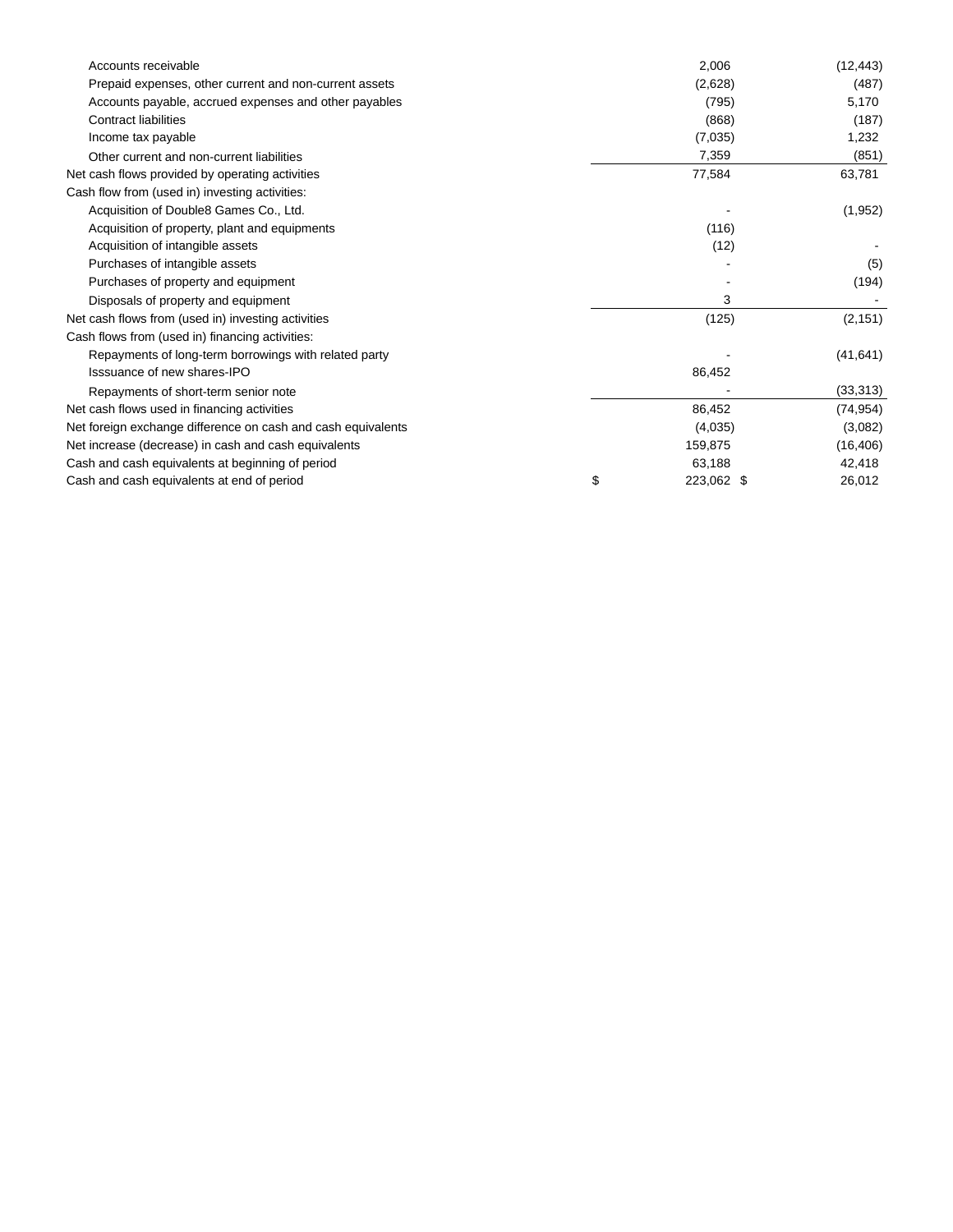| | | |
|---|---|---|
| Accounts receivable | 2,006 | (12,443) |
| Prepaid expenses, other current and non-current assets | (2,628) | (487) |
| Accounts payable, accrued expenses and other payables | (795) | 5,170 |
| Contract liabilities | (868) | (187) |
| Income tax payable | (7,035) | 1,232 |
| Other current and non-current liabilities | 7,359 | (851) |
| Net cash flows provided by operating activities | 77,584 | 63,781 |
| Cash flow from (used in) investing activities: | | |
| Acquisition of Double8 Games Co., Ltd. | - | (1,952) |
| Acquisition of property, plant and equipments | (116) | |
| Acquisition of intangible assets | (12) | - |
| Purchases of intangible assets | - | (5) |
| Purchases of property and equipment | - | (194) |
| Disposals of property and equipment | 3 | - |
| Net cash flows from (used in) investing activities | (125) | (2,151) |
| Cash flows from (used in) financing activities: | | |
| Repayments of long-term borrowings with related party | - | (41,641) |
| Isssuance of new shares-IPO | 86,452 | |
| Repayments of short-term senior note | - | (33,313) |
| Net cash flows used in financing activities | 86,452 | (74,954) |
| Net foreign exchange difference on cash and cash equivalents | (4,035) | (3,082) |
| Net increase (decrease) in cash and cash equivalents | 159,875 | (16,406) |
| Cash and cash equivalents at beginning of period | 63,188 | 42,418 |
| Cash and cash equivalents at end of period | $ 223,062 | $ 26,012 |